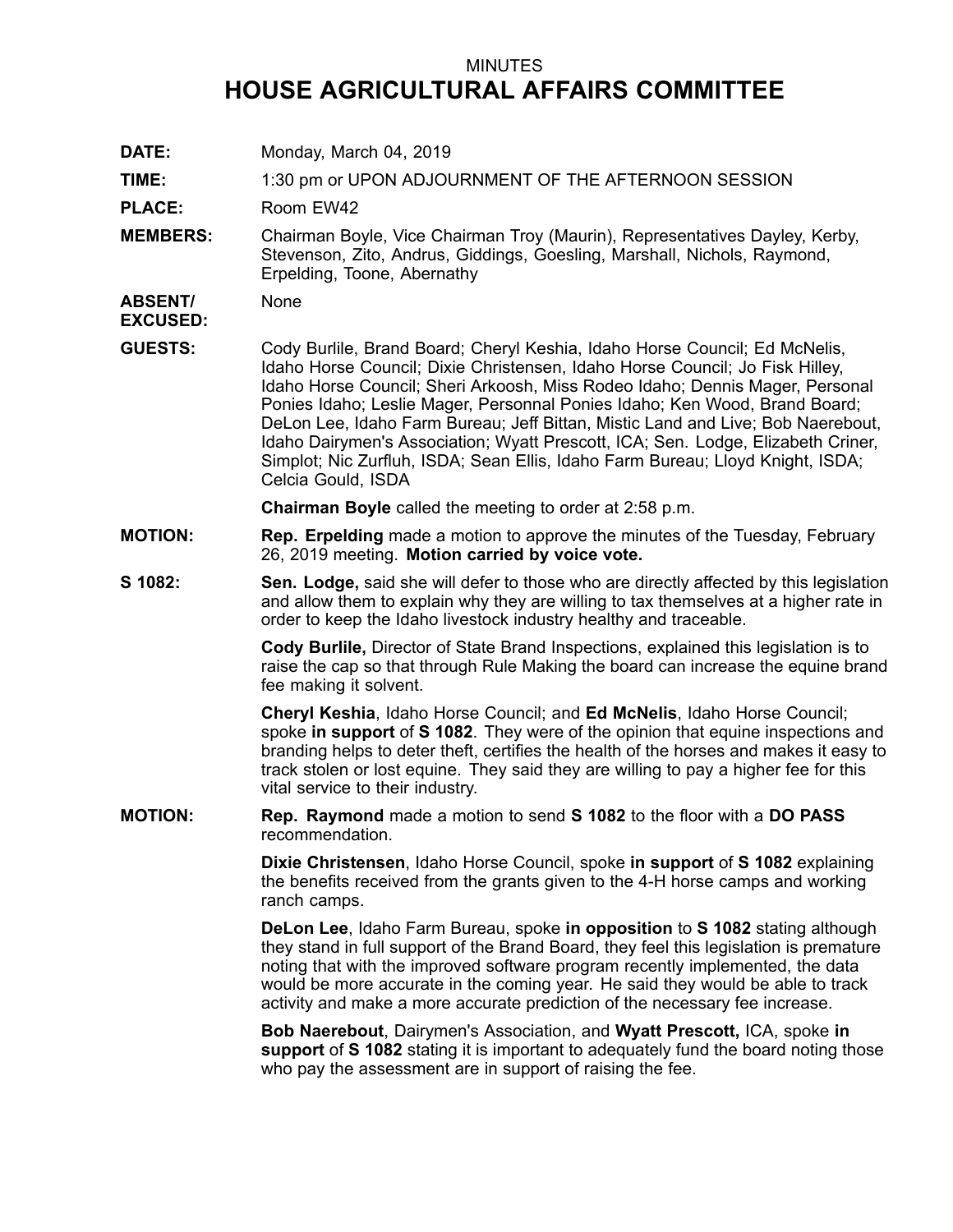MINUTES

# HOUSE AGRICULTURAL AFFAIRS COMMITTEE

**DATE:** Monday, March 04, 2019

**TIME:** 1:30 pm or UPON ADJOURNMENT OF THE AFTERNOON SESSION

**PLACE:** Room EW42

**MEMBERS:** Chairman Boyle, Vice Chairman Troy (Maurin), Representatives Dayley, Kerby, Stevenson, Zito, Andrus, Giddings, Goesling, Marshall, Nichols, Raymond, Erpelding, Toone, Abernathy

**ABSENT/ EXCUSED:** None

**GUESTS:** Cody Burlile, Brand Board; Cheryl Keshia, Idaho Horse Council; Ed McNelis, Idaho Horse Council; Dixie Christensen, Idaho Horse Council; Jo Fisk Hilley, Idaho Horse Council; Sheri Arkoosh, Miss Rodeo Idaho; Dennis Mager, Personal Ponies Idaho; Leslie Mager, Personnal Ponies Idaho; Ken Wood, Brand Board; DeLon Lee, Idaho Farm Bureau; Jeff Bittan, Mistic Land and Live; Bob Naerebout, Idaho Dairymen's Association; Wyatt Prescott, ICA; Sen. Lodge, Elizabeth Criner, Simplot; Nic Zurfluh, ISDA; Sean Ellis, Idaho Farm Bureau; Lloyd Knight, ISDA; Celcia Gould, ISDA

**Chairman Boyle** called the meeting to order at 2:58 p.m.

**MOTION:** **Rep. Erpelding** made a motion to approve the minutes of the Tuesday, February 26, 2019 meeting. **Motion carried by voice vote.**

**S 1082:** **Sen. Lodge,** said she will defer to those who are directly affected by this legislation and allow them to explain why they are willing to tax themselves at a higher rate in order to keep the Idaho livestock industry healthy and traceable.

**Cody Burlile,** Director of State Brand Inspections, explained this legislation is to raise the cap so that through Rule Making the board can increase the equine brand fee making it solvent.

**Cheryl Keshia**, Idaho Horse Council; and **Ed McNelis**, Idaho Horse Council; spoke **in support** of **S 1082**. They were of the opinion that equine inspections and branding helps to deter theft, certifies the health of the horses and makes it easy to track stolen or lost equine. They said they are willing to pay a higher fee for this vital service to their industry.

**MOTION:** **Rep. Raymond** made a motion to send **S 1082** to the floor with a **DO PASS** recommendation.

**Dixie Christensen**, Idaho Horse Council, spoke **in support** of **S 1082** explaining the benefits received from the grants given to the 4-H horse camps and working ranch camps.

**DeLon Lee**, Idaho Farm Bureau, spoke **in opposition** to **S 1082** stating although they stand in full support of the Brand Board, they feel this legislation is premature noting that with the improved software program recently implemented, the data would be more accurate in the coming year. He said they would be able to track activity and make a more accurate prediction of the necessary fee increase.

**Bob Naerebout**, Dairymen's Association, and **Wyatt Prescott,** ICA, spoke **in support** of **S 1082** stating it is important to adequately fund the board noting those who pay the assessment are in support of raising the fee.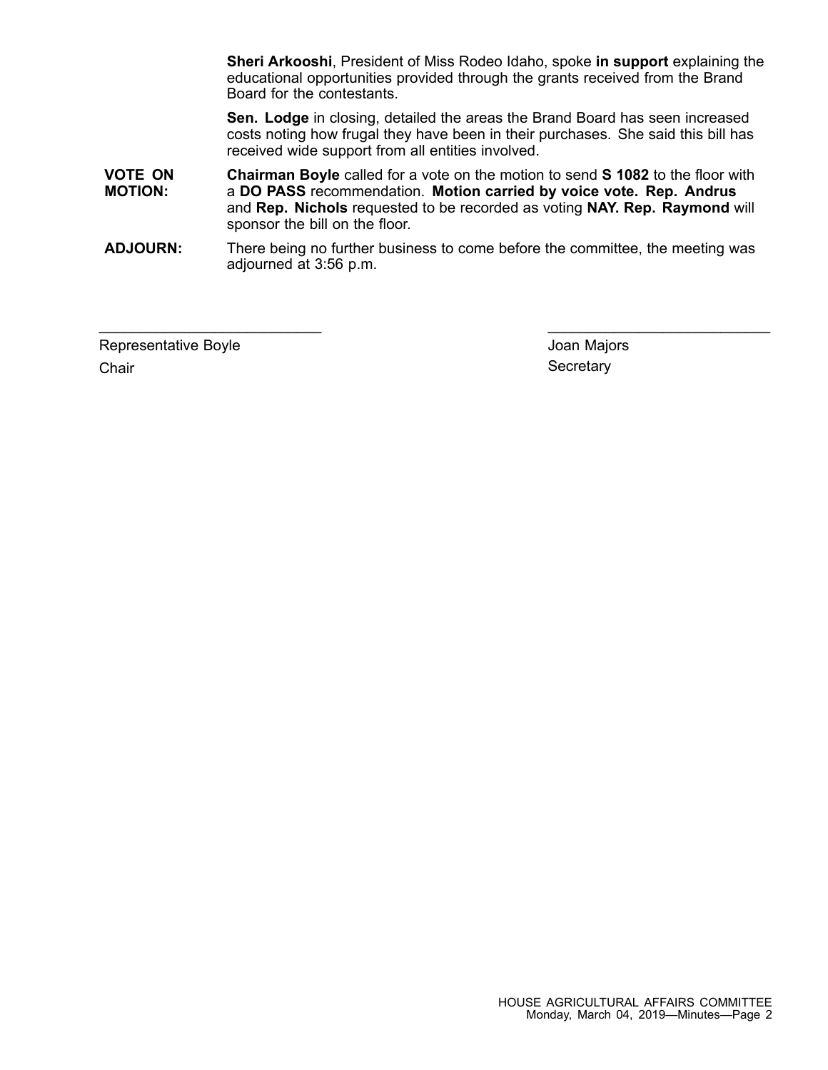**Sheri Arkooshi**, President of Miss Rodeo Idaho, spoke **in support** explaining the educational opportunities provided through the grants received from the Brand Board for the contestants.

**Sen. Lodge** in closing, detailed the areas the Brand Board has seen increased costs noting how frugal they have been in their purchases. She said this bill has received wide support from all entities involved.

**VOTE ON MOTION:** **Chairman Boyle** called for a vote on the motion to send **S 1082** to the floor with a **DO PASS** recommendation. **Motion carried by voice vote. Rep. Andrus** and **Rep. Nichols** requested to be recorded as voting **NAY. Rep. Raymond** will sponsor the bill on the floor.

**ADJOURN:** There being no further business to come before the committee, the meeting was adjourned at 3:56 p.m.

___________________________
Representative Boyle
Chair

___________________________
Joan Majors
Secretary